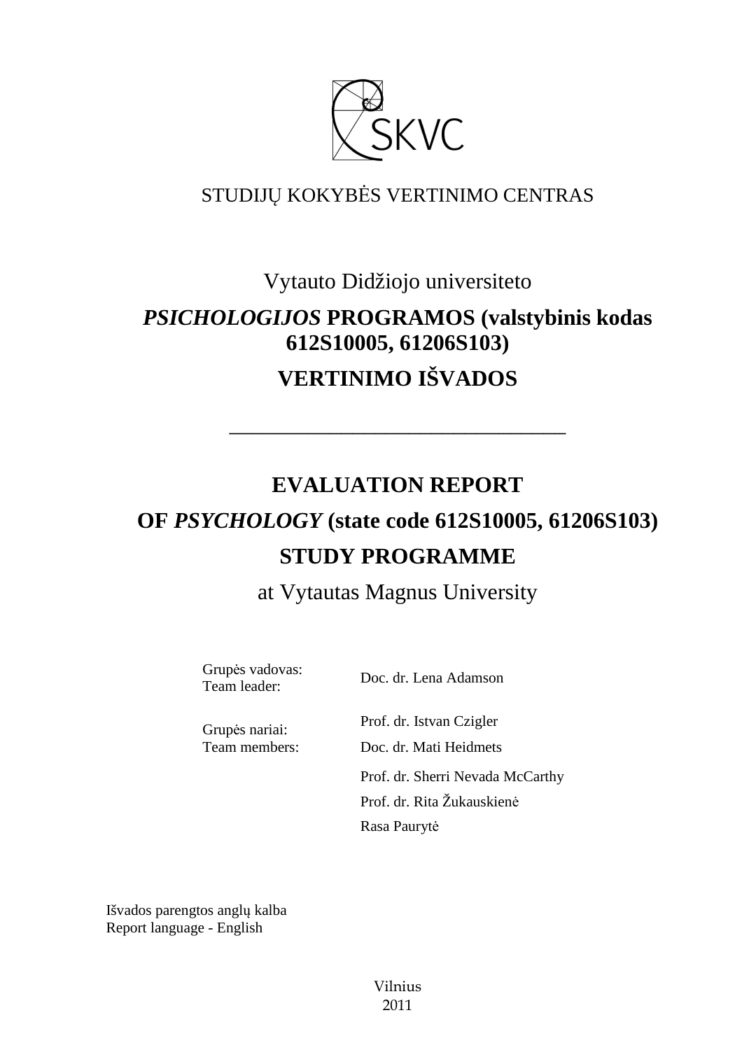SKVC

STUDIJŲ KOKYBĖS VERTINIMO CENTRAS

Vytauto Didžiojo universiteto

# *PSICHOLOGIJOS* PROGRAMOS (valstybinis kodas 612S10005, 61206S103)

# VERTINIMO IŠVADOS

---

# EVALUATION REPORT

# OF *PSYCHOLOGY* (state code 612S10005, 61206S103)

# STUDY PROGRAMME

at Vytautas Magnus University

| | |
|---|---|
| Grupės vadovas:<br>Team leader: | Doc. dr. Lena Adamson |
| Grupės nariai:<br>Team members: | Prof. dr. Istvan Czigler<br>Doc. dr. Mati Heidmets<br>Prof. dr. Sherri Nevada McCarthy<br>Prof. dr. Rita Žukauskienė<br>Rasa Paurytė |

Išvados parengtos anglų kalba
Report language - English

Vilnius
2011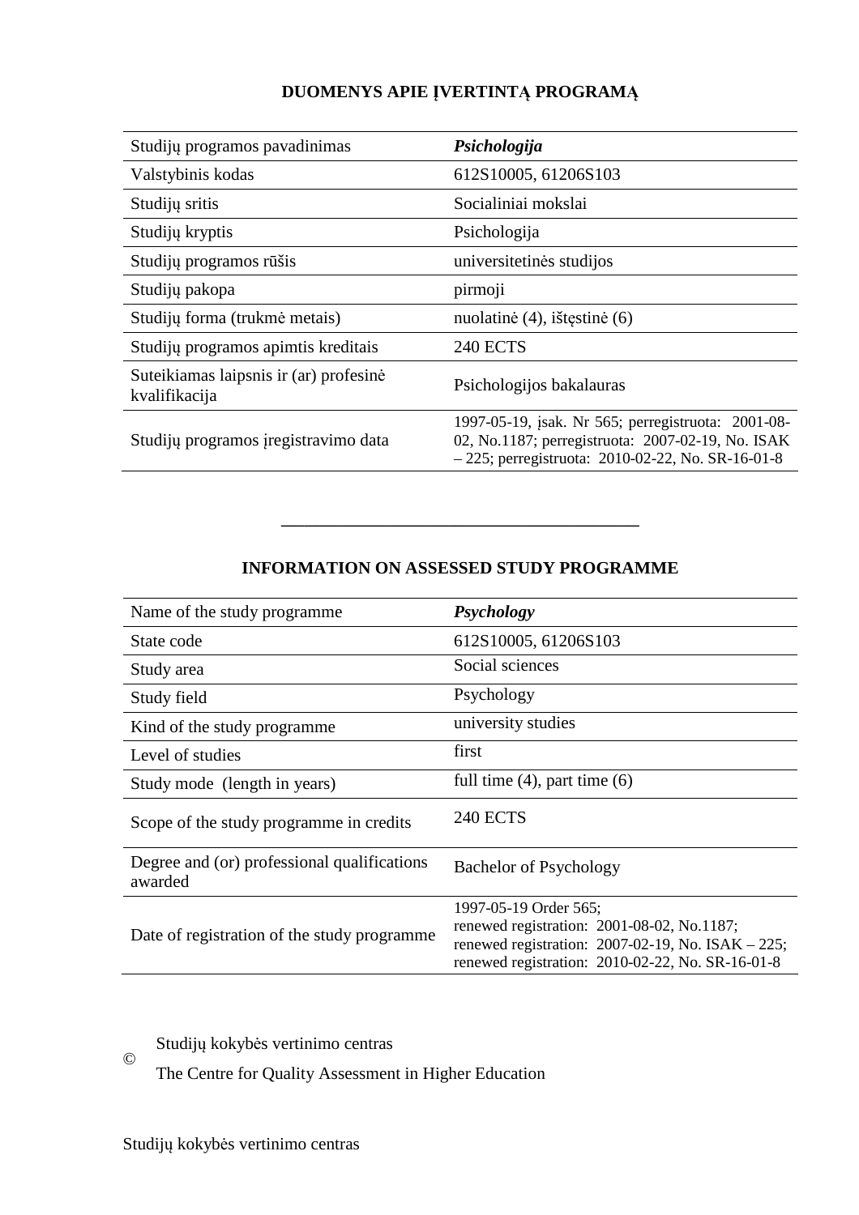## DUOMENYS APIE ĮVERTINTĄ PROGRAMĄ

| Studijų programos pavadinimas | ***Psichologija*** |
|---|---|
| Valstybinis kodas | 612S10005, 61206S103 |
| Studijų sritis | Socialiniai mokslai |
| Studijų kryptis | Psichologija |
| Studijų programos rūšis | universitetinės studijos |
| Studijų pakopa | pirmoji |
| Studijų forma (trukmė metais) | nuolatinė (4), ištęstinė (6) |
| Studijų programos apimtis kreditais | 240 ECTS |
| Suteikiamas laipsnis ir (ar) profesinė kvalifikacija | Psichologijos bakalauras |
| Studijų programos įregistravimo data | 1997-05-19, įsak. Nr 565; perregistruota: 2001-08-02, No.1187; perregistruota: 2007-02-19, No. ISAK – 225; perregistruota: 2010-02-22, No. SR-16-01-8 |

---

## INFORMATION ON ASSESSED STUDY PROGRAMME

| Name of the study programme | ***Psychology*** |
|---|---|
| State code | 612S10005, 61206S103 |
| Study area | Social sciences |
| Study field | Psychology |
| Kind of the study programme | university studies |
| Level of studies | first |
| Study mode (length in years) | full time (4), part time (6) |
| Scope of the study programme in credits | 240 ECTS |
| Degree and (or) professional qualifications awarded | Bachelor of Psychology |
| Date of registration of the study programme | 1997-05-19 Order 565; renewed registration: 2001-08-02, No.1187; renewed registration: 2007-02-19, No. ISAK – 225; renewed registration: 2010-02-22, No. SR-16-01-8 |

© Studijų kokybės vertinimo centras
The Centre for Quality Assessment in Higher Education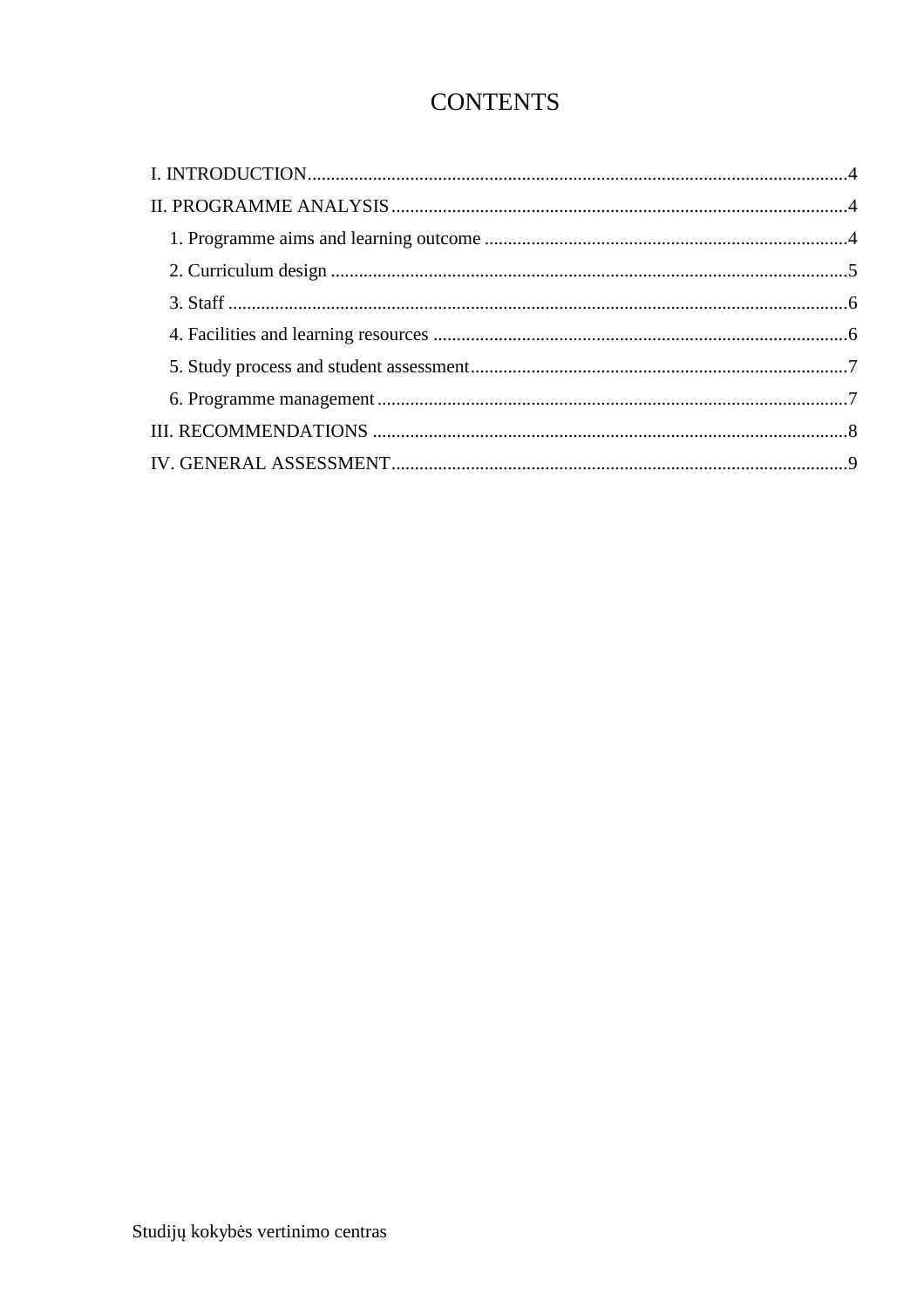# CONTENTS

I. INTRODUCTION....................................................................................................................4

II. PROGRAMME ANALYSIS..................................................................................................4

1. Programme aims and learning outcome ..............................................................................4

2. Curriculum design ..............................................................................................................5

3. Staff ....................................................................................................................................6

4. Facilities and learning resources .........................................................................................6

5. Study process and student assessment.................................................................................7

6. Programme management.....................................................................................................7

III. RECOMMENDATIONS ......................................................................................................8

IV. GENERAL ASSESSMENT..................................................................................................9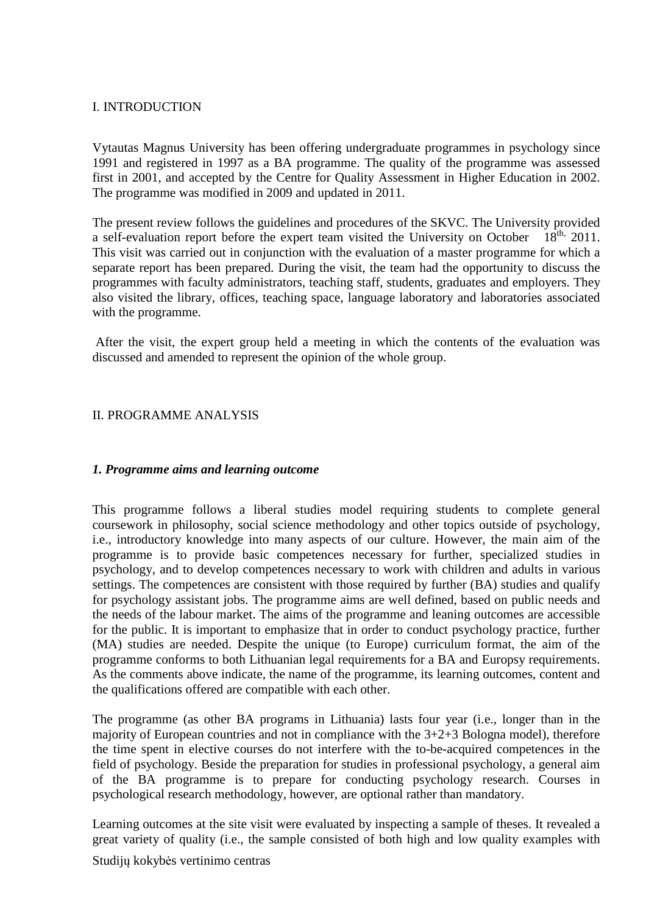I. INTRODUCTION

Vytautas Magnus University has been offering undergraduate programmes in psychology since 1991 and registered in 1997 as a BA programme. The quality of the programme was assessed first in 2001, and accepted by the Centre for Quality Assessment in Higher Education in 2002. The programme was modified in 2009 and updated in 2011.

The present review follows the guidelines and procedures of the SKVC. The University provided a self-evaluation report before the expert team visited the University on October 18th, 2011. This visit was carried out in conjunction with the evaluation of a master programme for which a separate report has been prepared. During the visit, the team had the opportunity to discuss the programmes with faculty administrators, teaching staff, students, graduates and employers. They also visited the library, offices, teaching space, language laboratory and laboratories associated with the programme.

After the visit, the expert group held a meeting in which the contents of the evaluation was discussed and amended to represent the opinion of the whole group.

II. PROGRAMME ANALYSIS

### *1. Programme aims and learning outcome*

This programme follows a liberal studies model requiring students to complete general coursework in philosophy, social science methodology and other topics outside of psychology, i.e., introductory knowledge into many aspects of our culture. However, the main aim of the programme is to provide basic competences necessary for further, specialized studies in psychology, and to develop competences necessary to work with children and adults in various settings. The competences are consistent with those required by further (BA) studies and qualify for psychology assistant jobs. The programme aims are well defined, based on public needs and the needs of the labour market. The aims of the programme and leaning outcomes are accessible for the public. It is important to emphasize that in order to conduct psychology practice, further (MA) studies are needed. Despite the unique (to Europe) curriculum format, the aim of the programme conforms to both Lithuanian legal requirements for a BA and Europsy requirements. As the comments above indicate, the name of the programme, its learning outcomes, content and the qualifications offered are compatible with each other.

The programme (as other BA programs in Lithuania) lasts four year (i.e., longer than in the majority of European countries and not in compliance with the 3+2+3 Bologna model), therefore the time spent in elective courses do not interfere with the to-be-acquired competences in the field of psychology. Beside the preparation for studies in professional psychology, a general aim of the BA programme is to prepare for conducting psychology research. Courses in psychological research methodology, however, are optional rather than mandatory.

Learning outcomes at the site visit were evaluated by inspecting a sample of theses. It revealed a great variety of quality (i.e., the sample consisted of both high and low quality examples with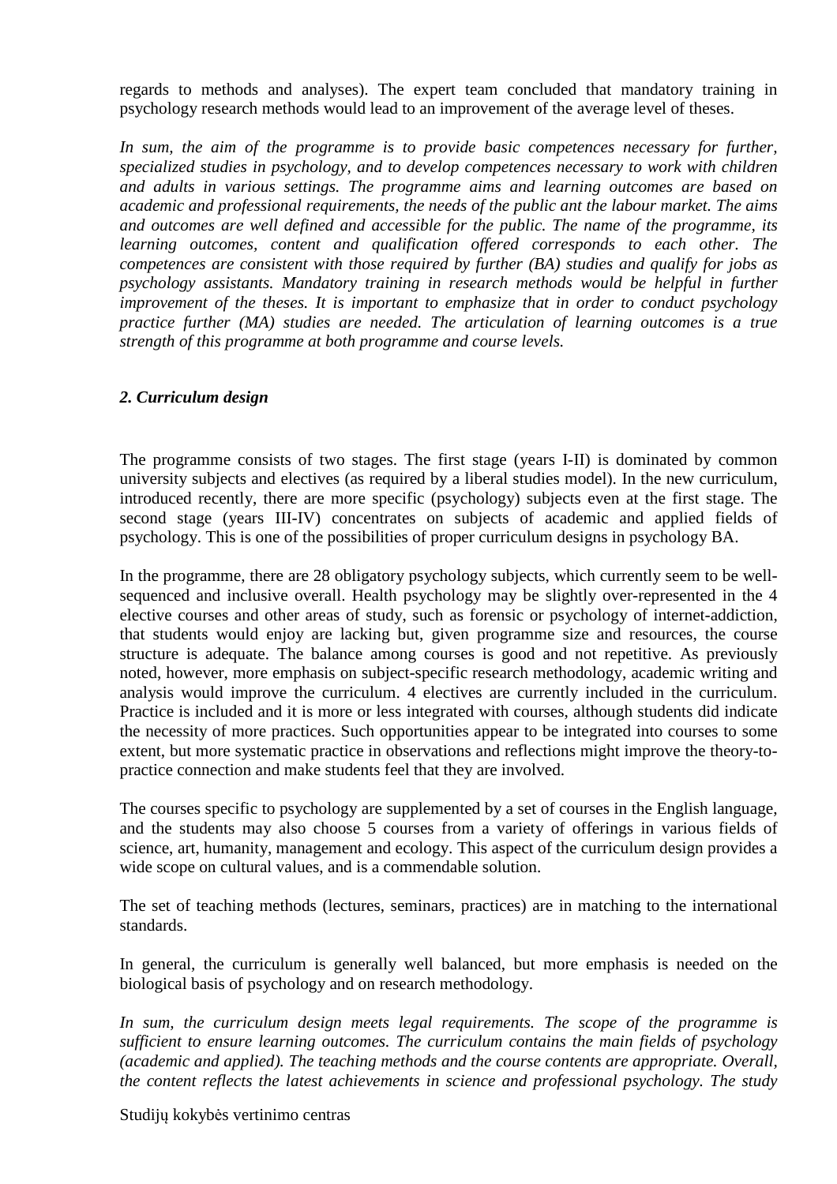regards to methods and analyses). The expert team concluded that mandatory training in psychology research methods would lead to an improvement of the average level of theses.

*In sum, the aim of the programme is to provide basic competences necessary for further, specialized studies in psychology, and to develop competences necessary to work with children and adults in various settings. The programme aims and learning outcomes are based on academic and professional requirements, the needs of the public ant the labour market. The aims and outcomes are well defined and accessible for the public. The name of the programme, its learning outcomes, content and qualification offered corresponds to each other. The competences are consistent with those required by further (BA) studies and qualify for jobs as psychology assistants. Mandatory training in research methods would be helpful in further improvement of the theses. It is important to emphasize that in order to conduct psychology practice further (MA) studies are needed. The articulation of learning outcomes is a true strength of this programme at both programme and course levels.*

### *2. Curriculum design*

The programme consists of two stages. The first stage (years I-II) is dominated by common university subjects and electives (as required by a liberal studies model). In the new curriculum, introduced recently, there are more specific (psychology) subjects even at the first stage. The second stage (years III-IV) concentrates on subjects of academic and applied fields of psychology. This is one of the possibilities of proper curriculum designs in psychology BA.

In the programme, there are 28 obligatory psychology subjects, which currently seem to be well-sequenced and inclusive overall. Health psychology may be slightly over-represented in the 4 elective courses and other areas of study, such as forensic or psychology of internet-addiction, that students would enjoy are lacking but, given programme size and resources, the course structure is adequate. The balance among courses is good and not repetitive. As previously noted, however, more emphasis on subject-specific research methodology, academic writing and analysis would improve the curriculum. 4 electives are currently included in the curriculum. Practice is included and it is more or less integrated with courses, although students did indicate the necessity of more practices. Such opportunities appear to be integrated into courses to some extent, but more systematic practice in observations and reflections might improve the theory-to-practice connection and make students feel that they are involved.

The courses specific to psychology are supplemented by a set of courses in the English language, and the students may also choose 5 courses from a variety of offerings in various fields of science, art, humanity, management and ecology. This aspect of the curriculum design provides a wide scope on cultural values, and is a commendable solution.

The set of teaching methods (lectures, seminars, practices) are in matching to the international standards.

In general, the curriculum is generally well balanced, but more emphasis is needed on the biological basis of psychology and on research methodology.

*In sum, the curriculum design meets legal requirements. The scope of the programme is sufficient to ensure learning outcomes. The curriculum contains the main fields of psychology (academic and applied). The teaching methods and the course contents are appropriate. Overall, the content reflects the latest achievements in science and professional psychology. The study*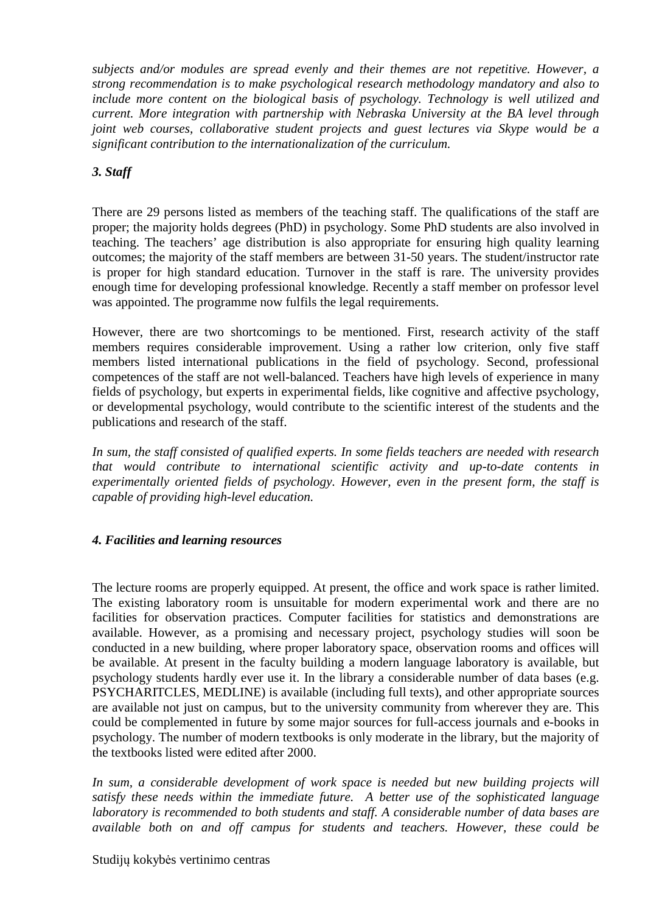*subjects and/or modules are spread evenly and their themes are not repetitive. However, a strong recommendation is to make psychological research methodology mandatory and also to include more content on the biological basis of psychology. Technology is well utilized and current. More integration with partnership with Nebraska University at the BA level through joint web courses, collaborative student projects and guest lectures via Skype would be a significant contribution to the internationalization of the curriculum.*

### *3. Staff*

There are 29 persons listed as members of the teaching staff. The qualifications of the staff are proper; the majority holds degrees (PhD) in psychology. Some PhD students are also involved in teaching. The teachers' age distribution is also appropriate for ensuring high quality learning outcomes; the majority of the staff members are between 31-50 years. The student/instructor rate is proper for high standard education. Turnover in the staff is rare. The university provides enough time for developing professional knowledge. Recently a staff member on professor level was appointed. The programme now fulfils the legal requirements.

However, there are two shortcomings to be mentioned. First, research activity of the staff members requires considerable improvement. Using a rather low criterion, only five staff members listed international publications in the field of psychology. Second, professional competences of the staff are not well-balanced. Teachers have high levels of experience in many fields of psychology, but experts in experimental fields, like cognitive and affective psychology, or developmental psychology, would contribute to the scientific interest of the students and the publications and research of the staff.

*In sum, the staff consisted of qualified experts. In some fields teachers are needed with research that would contribute to international scientific activity and up-to-date contents in experimentally oriented fields of psychology. However, even in the present form, the staff is capable of providing high-level education.*

### *4. Facilities and learning resources*

The lecture rooms are properly equipped. At present, the office and work space is rather limited. The existing laboratory room is unsuitable for modern experimental work and there are no facilities for observation practices. Computer facilities for statistics and demonstrations are available. However, as a promising and necessary project, psychology studies will soon be conducted in a new building, where proper laboratory space, observation rooms and offices will be available. At present in the faculty building a modern language laboratory is available, but psychology students hardly ever use it. In the library a considerable number of data bases (e.g. PSYCHARITCLES, MEDLINE) is available (including full texts), and other appropriate sources are available not just on campus, but to the university community from wherever they are. This could be complemented in future by some major sources for full-access journals and e-books in psychology. The number of modern textbooks is only moderate in the library, but the majority of the textbooks listed were edited after 2000.

*In sum, a considerable development of work space is needed but new building projects will satisfy these needs within the immediate future. A better use of the sophisticated language laboratory is recommended to both students and staff. A considerable number of data bases are available both on and off campus for students and teachers. However, these could be*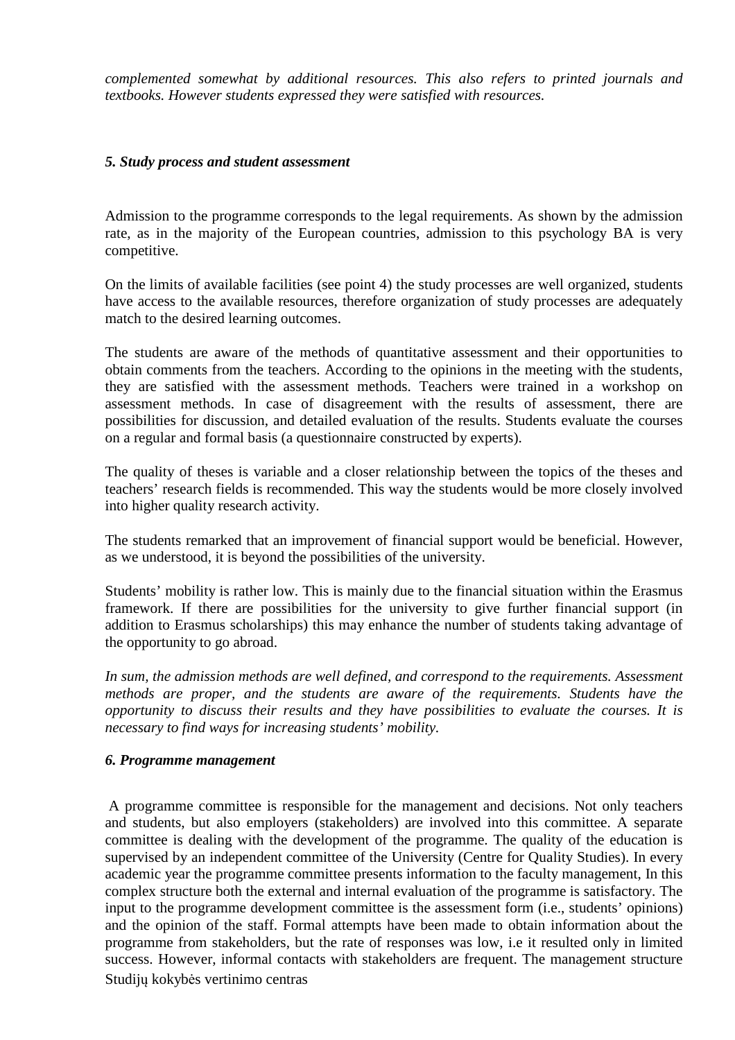*complemented somewhat by additional resources. This also refers to printed journals and textbooks. However students expressed they were satisfied with resources.*

### *5. Study process and student assessment*

Admission to the programme corresponds to the legal requirements. As shown by the admission rate, as in the majority of the European countries, admission to this psychology BA is very competitive.

On the limits of available facilities (see point 4) the study processes are well organized, students have access to the available resources, therefore organization of study processes are adequately match to the desired learning outcomes.

The students are aware of the methods of quantitative assessment and their opportunities to obtain comments from the teachers. According to the opinions in the meeting with the students, they are satisfied with the assessment methods. Teachers were trained in a workshop on assessment methods. In case of disagreement with the results of assessment, there are possibilities for discussion, and detailed evaluation of the results. Students evaluate the courses on a regular and formal basis (a questionnaire constructed by experts).

The quality of theses is variable and a closer relationship between the topics of the theses and teachers' research fields is recommended. This way the students would be more closely involved into higher quality research activity.

The students remarked that an improvement of financial support would be beneficial. However, as we understood, it is beyond the possibilities of the university.

Students' mobility is rather low. This is mainly due to the financial situation within the Erasmus framework. If there are possibilities for the university to give further financial support (in addition to Erasmus scholarships) this may enhance the number of students taking advantage of the opportunity to go abroad.

*In sum, the admission methods are well defined, and correspond to the requirements. Assessment methods are proper, and the students are aware of the requirements. Students have the opportunity to discuss their results and they have possibilities to evaluate the courses. It is necessary to find ways for increasing students' mobility.*

### *6. Programme management*

A programme committee is responsible for the management and decisions. Not only teachers and students, but also employers (stakeholders) are involved into this committee. A separate committee is dealing with the development of the programme. The quality of the education is supervised by an independent committee of the University (Centre for Quality Studies). In every academic year the programme committee presents information to the faculty management, In this complex structure both the external and internal evaluation of the programme is satisfactory. The input to the programme development committee is the assessment form (i.e., students' opinions) and the opinion of the staff. Formal attempts have been made to obtain information about the programme from stakeholders, but the rate of responses was low, i.e it resulted only in limited success. However, informal contacts with stakeholders are frequent. The management structure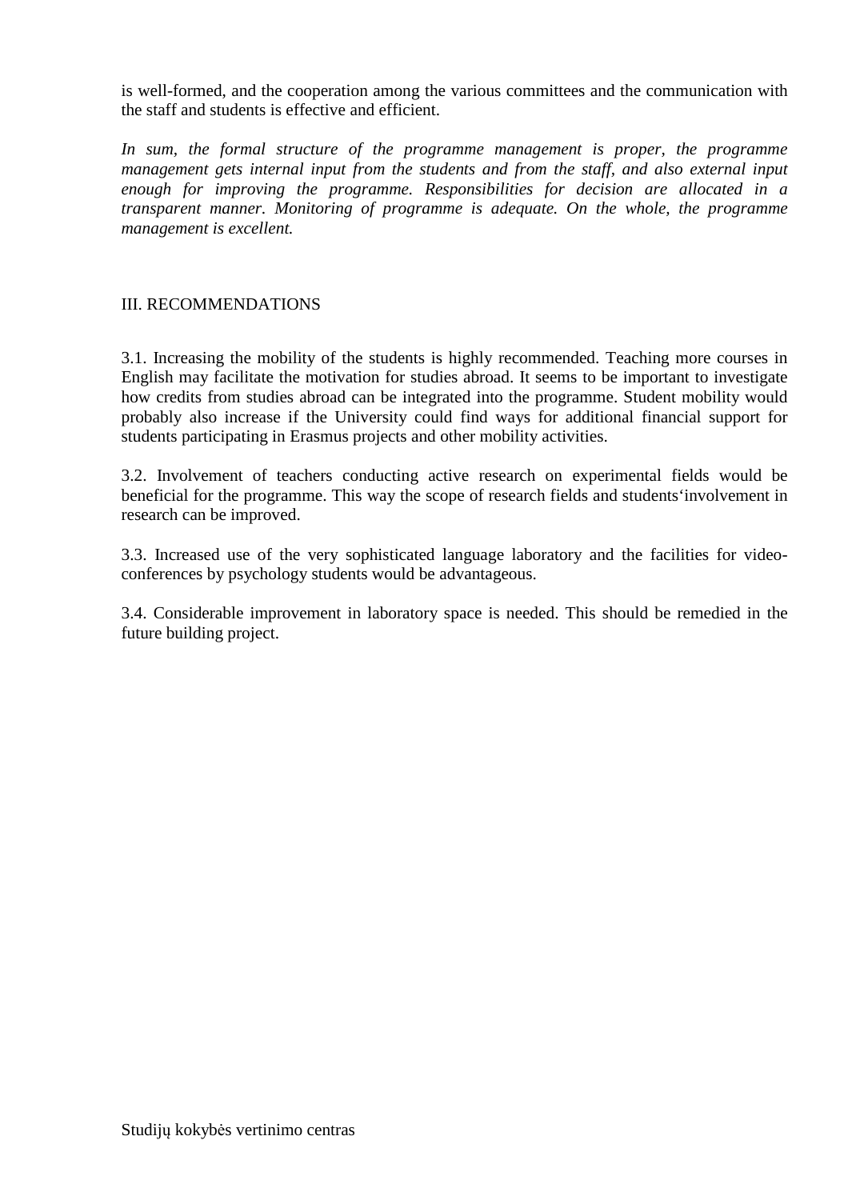is well-formed, and the cooperation among the various committees and the communication with the staff and students is effective and efficient.

*In sum, the formal structure of the programme management is proper, the programme management gets internal input from the students and from the staff, and also external input enough for improving the programme. Responsibilities for decision are allocated in a transparent manner. Monitoring of programme is adequate. On the whole, the programme management is excellent.*

## III. RECOMMENDATIONS

3.1. Increasing the mobility of the students is highly recommended. Teaching more courses in English may facilitate the motivation for studies abroad. It seems to be important to investigate how credits from studies abroad can be integrated into the programme. Student mobility would probably also increase if the University could find ways for additional financial support for students participating in Erasmus projects and other mobility activities.

3.2. Involvement of teachers conducting active research on experimental fields would be beneficial for the programme. This way the scope of research fields and students'involvement in research can be improved.

3.3. Increased use of the very sophisticated language laboratory and the facilities for video-conferences by psychology students would be advantageous.

3.4. Considerable improvement in laboratory space is needed. This should be remedied in the future building project.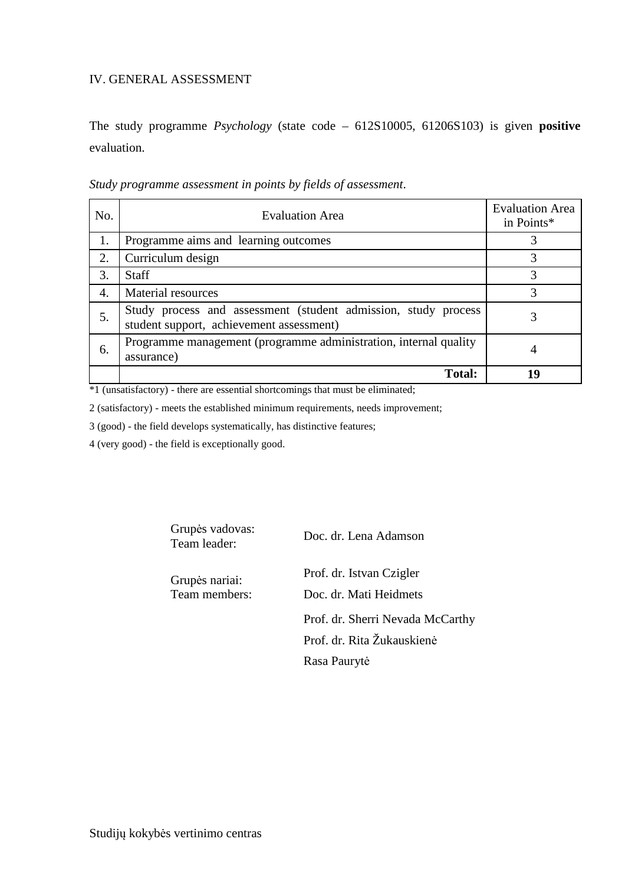IV. GENERAL ASSESSMENT

The study programme *Psychology* (state code – 612S10005, 61206S103) is given **positive** evaluation.

*Study programme assessment in points by fields of assessment*.

| No. | Evaluation Area | Evaluation Area in Points* |
|---|---|---|
| 1. | Programme aims and learning outcomes | 3 |
| 2. | Curriculum design | 3 |
| 3. | Staff | 3 |
| 4. | Material resources | 3 |
| 5. | Study process and assessment (student admission, study process student support, achievement assessment) | 3 |
| 6. | Programme management (programme administration, internal quality assurance) | 4 |
| | **Total:** | **19** |

*1 (unsatisfactory) - there are essential shortcomings that must be eliminated;

2 (satisfactory) - meets the established minimum requirements, needs improvement;

3 (good) - the field develops systematically, has distinctive features;

4 (very good) - the field is exceptionally good.

| | |
|---|---|
| Grupės vadovas: Team leader: | Doc. dr. Lena Adamson |
| Grupės nariai: Team members: | Prof. dr. Istvan Czigler |
| | Doc. dr. Mati Heidmets |
| | Prof. dr. Sherri Nevada McCarthy |
| | Prof. dr. Rita Žukauskienė |
| | Rasa Paurytė |

Studijų kokybės vertinimo centras